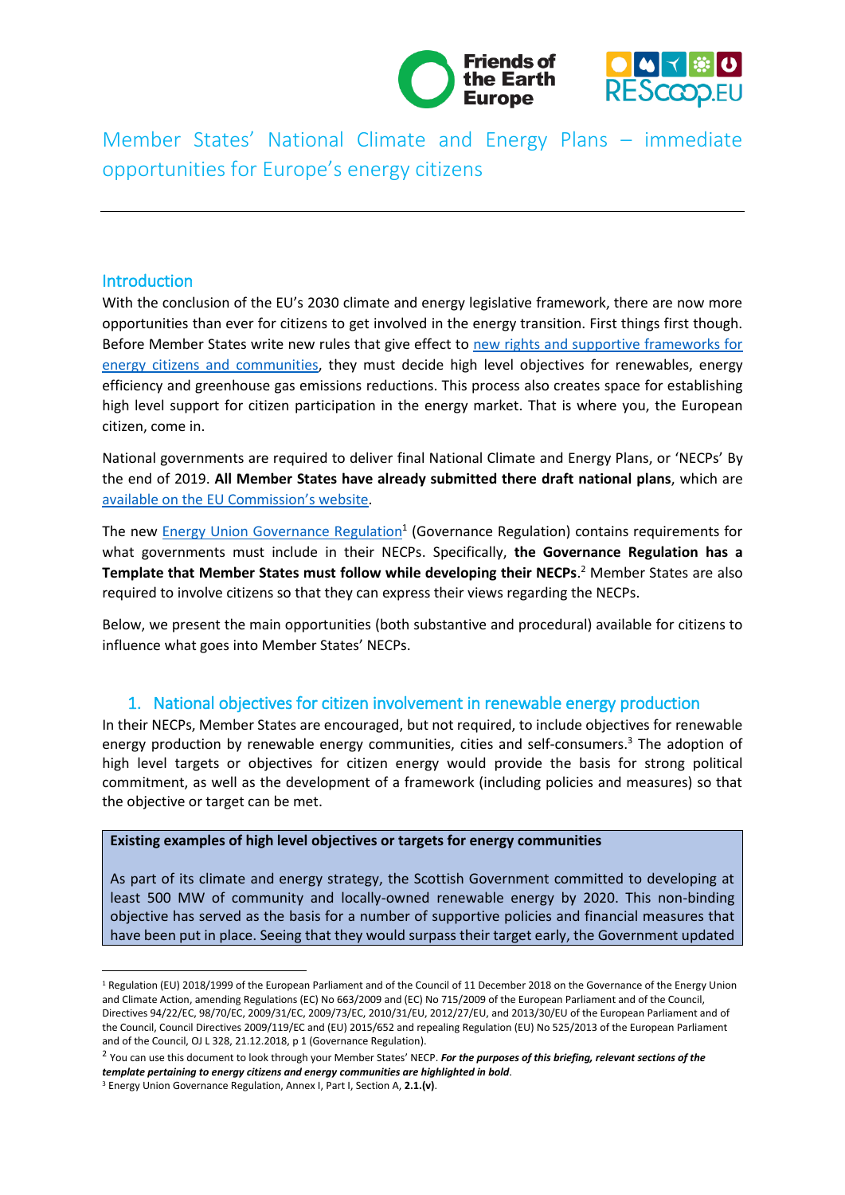# Member States' National Climate and Energy Plans – immediate opportunities for Europe's energy citizens

## Introduction

With the conclusion of the EU's 2030 climate and energy legislative framework, there are now more opportunities than ever for citizens to get involved in the energy transition. First things first though. Before Member States write new rules that give effect to new rights and supportive frameworks for energy citizens and communities, they must decide high level objectives for renewables, energy efficiency and greenhouse gas emissions reductions. This process also creates space for establishing high level support for citizen participation in the energy market. That is where you, the European citizen, come in.

National governments are required to deliver final National Climate and Energy Plans, or 'NECPs' By the end of 2019. **All Member States have already submitted there draft national plans**, which are available on the EU Commission's website.

The new Energy Union Governance Regulation[1] (Governance Regulation) contains requirements for what governments must include in their NECPs. Specifically, **the Governance Regulation has a Template that Member States must follow while developing their NECPs**.[2] Member States are also required to involve citizens so that they can express their views regarding the NECPs.

Below, we present the main opportunities (both substantive and procedural) available for citizens to influence what goes into Member States' NECPs.

## 1. National objectives for citizen involvement in renewable energy production

In their NECPs, Member States are encouraged, but not required, to include objectives for renewable energy production by renewable energy communities, cities and self-consumers.[3] The adoption of high level targets or objectives for citizen energy would provide the basis for strong political commitment, as well as the development of a framework (including policies and measures) so that the objective or target can be met.

**Existing examples of high level objectives or targets for energy communities**

As part of its climate and energy strategy, the Scottish Government committed to developing at least 500 MW of community and locally-owned renewable energy by 2020. This non-binding objective has served as the basis for a number of supportive policies and financial measures that have been put in place. Seeing that they would surpass their target early, the Government updated

---

[1] Regulation (EU) 2018/1999 of the European Parliament and of the Council of 11 December 2018 on the Governance of the Energy Union and Climate Action, amending Regulations (EC) No 663/2009 and (EC) No 715/2009 of the European Parliament and of the Council, Directives 94/22/EC, 98/70/EC, 2009/31/EC, 2009/73/EC, 2010/31/EU, 2012/27/EU, and 2013/30/EU of the European Parliament and of the Council, Council Directives 2009/119/EC and (EU) 2015/652 and repealing Regulation (EU) No 525/2013 of the European Parliament and of the Council, OJ L 328, 21.12.2018, p 1 (Governance Regulation).

[2] You can use this document to look through your Member States' NECP. ***For the purposes of this briefing, relevant sections of the template pertaining to energy citizens and energy communities are highlighted in bold.***

[3] Energy Union Governance Regulation, Annex I, Part I, Section A, **2.1.(v)**.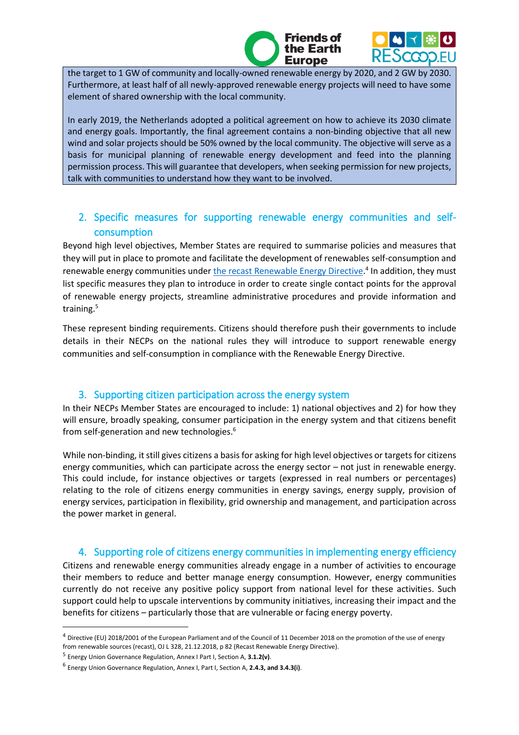the target to 1 GW of community and locally-owned renewable energy by 2020, and 2 GW by 2030. Furthermore, at least half of all newly-approved renewable energy projects will need to have some element of shared ownership with the local community.

In early 2019, the Netherlands adopted a political agreement on how to achieve its 2030 climate and energy goals. Importantly, the final agreement contains a non-binding objective that all new wind and solar projects should be 50% owned by the local community. The objective will serve as a basis for municipal planning of renewable energy development and feed into the planning permission process. This will guarantee that developers, when seeking permission for new projects, talk with communities to understand how they want to be involved.

## 2. Specific measures for supporting renewable energy communities and self-consumption

Beyond high level objectives, Member States are required to summarise policies and measures that they will put in place to promote and facilitate the development of renewables self-consumption and renewable energy communities under the recast Renewable Energy Directive.[4] In addition, they must list specific measures they plan to introduce in order to create single contact points for the approval of renewable energy projects, streamline administrative procedures and provide information and training.[5]

These represent binding requirements. Citizens should therefore push their governments to include details in their NECPs on the national rules they will introduce to support renewable energy communities and self-consumption in compliance with the Renewable Energy Directive.

## 3. Supporting citizen participation across the energy system

In their NECPs Member States are encouraged to include: 1) national objectives and 2) for how they will ensure, broadly speaking, consumer participation in the energy system and that citizens benefit from self-generation and new technologies.[6]

While non-binding, it still gives citizens a basis for asking for high level objectives or targets for citizens energy communities, which can participate across the energy sector – not just in renewable energy. This could include, for instance objectives or targets (expressed in real numbers or percentages) relating to the role of citizens energy communities in energy savings, energy supply, provision of energy services, participation in flexibility, grid ownership and management, and participation across the power market in general.

## 4. Supporting role of citizens energy communities in implementing energy efficiency

Citizens and renewable energy communities already engage in a number of activities to encourage their members to reduce and better manage energy consumption. However, energy communities currently do not receive any positive policy support from national level for these activities. Such support could help to upscale interventions by community initiatives, increasing their impact and the benefits for citizens – particularly those that are vulnerable or facing energy poverty.

---

[4] Directive (EU) 2018/2001 of the European Parliament and of the Council of 11 December 2018 on the promotion of the use of energy from renewable sources (recast), OJ L 328, 21.12.2018, p 82 (Recast Renewable Energy Directive).

[5] Energy Union Governance Regulation, Annex I Part I, Section A, **3.1.2(v)**.

[6] Energy Union Governance Regulation, Annex I, Part I, Section A, **2.4.3, and 3.4.3(i)**.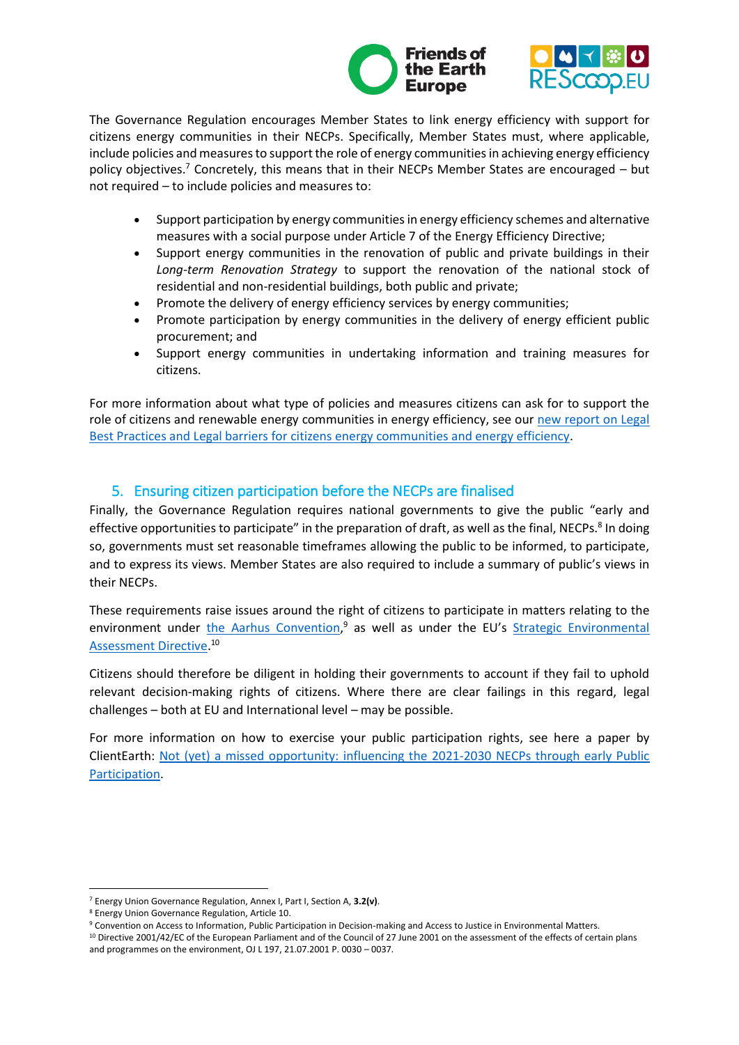The Governance Regulation encourages Member States to link energy efficiency with support for citizens energy communities in their NECPs. Specifically, Member States must, where applicable, include policies and measures to support the role of energy communities in achieving energy efficiency policy objectives.[7] Concretely, this means that in their NECPs Member States are encouraged – but not required – to include policies and measures to:

- Support participation by energy communities in energy efficiency schemes and alternative measures with a social purpose under Article 7 of the Energy Efficiency Directive;
- Support energy communities in the renovation of public and private buildings in their *Long-term Renovation Strategy* to support the renovation of the national stock of residential and non-residential buildings, both public and private;
- Promote the delivery of energy efficiency services by energy communities;
- Promote participation by energy communities in the delivery of energy efficient public procurement; and
- Support energy communities in undertaking information and training measures for citizens.

For more information about what type of policies and measures citizens can ask for to support the role of citizens and renewable energy communities in energy efficiency, see our new report on Legal Best Practices and Legal barriers for citizens energy communities and energy efficiency.

## 5. Ensuring citizen participation before the NECPs are finalised

Finally, the Governance Regulation requires national governments to give the public "early and effective opportunities to participate" in the preparation of draft, as well as the final, NECPs.[8] In doing so, governments must set reasonable timeframes allowing the public to be informed, to participate, and to express its views. Member States are also required to include a summary of public's views in their NECPs.

These requirements raise issues around the right of citizens to participate in matters relating to the environment under the Aarhus Convention,[9] as well as under the EU's Strategic Environmental Assessment Directive.[10]

Citizens should therefore be diligent in holding their governments to account if they fail to uphold relevant decision-making rights of citizens. Where there are clear failings in this regard, legal challenges – both at EU and International level – may be possible.

For more information on how to exercise your public participation rights, see here a paper by ClientEarth: Not (yet) a missed opportunity: influencing the 2021-2030 NECPs through early Public Participation.

---

[7] Energy Union Governance Regulation, Annex I, Part I, Section A, **3.2(v)**.

[8] Energy Union Governance Regulation, Article 10.

[9] Convention on Access to Information, Public Participation in Decision-making and Access to Justice in Environmental Matters.

[10] Directive 2001/42/EC of the European Parliament and of the Council of 27 June 2001 on the assessment of the effects of certain plans and programmes on the environment, OJ L 197, 21.07.2001 P. 0030 – 0037.